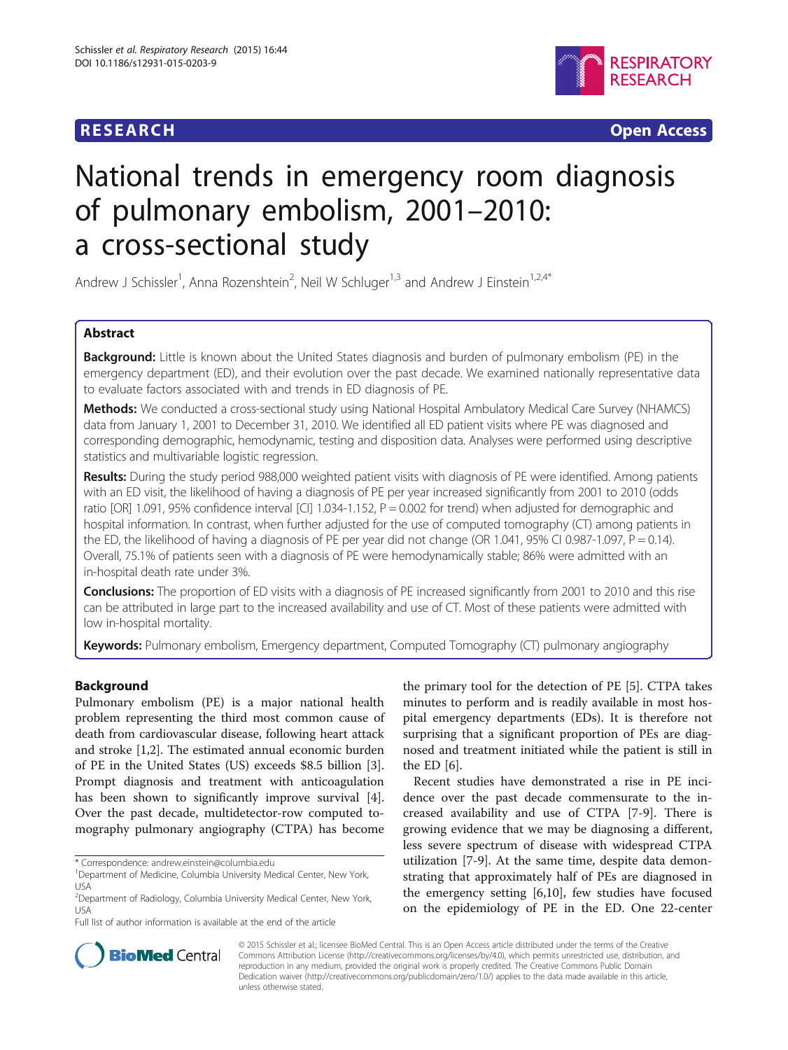RESEARCH Open Access

# National trends in emergency room diagnosis of pulmonary embolism, 2001–2010: a cross-sectional study

Andrew J Schissler[1], Anna Rozenshtein[2], Neil W Schluger[1,3] and Andrew J Einstein[1,2,4*]

## Abstract

**Background:** Little is known about the United States diagnosis and burden of pulmonary embolism (PE) in the emergency department (ED), and their evolution over the past decade. We examined nationally representative data to evaluate factors associated with and trends in ED diagnosis of PE.

**Methods:** We conducted a cross-sectional study using National Hospital Ambulatory Medical Care Survey (NHAMCS) data from January 1, 2001 to December 31, 2010. We identified all ED patient visits where PE was diagnosed and corresponding demographic, hemodynamic, testing and disposition data. Analyses were performed using descriptive statistics and multivariable logistic regression.

**Results:** During the study period 988,000 weighted patient visits with diagnosis of PE were identified. Among patients with an ED visit, the likelihood of having a diagnosis of PE per year increased significantly from 2001 to 2010 (odds ratio [OR] 1.091, 95% confidence interval [CI] 1.034-1.152, P = 0.002 for trend) when adjusted for demographic and hospital information. In contrast, when further adjusted for the use of computed tomography (CT) among patients in the ED, the likelihood of having a diagnosis of PE per year did not change (OR 1.041, 95% CI 0.987-1.097, P = 0.14). Overall, 75.1% of patients seen with a diagnosis of PE were hemodynamically stable; 86% were admitted with an in-hospital death rate under 3%.

**Conclusions:** The proportion of ED visits with a diagnosis of PE increased significantly from 2001 to 2010 and this rise can be attributed in large part to the increased availability and use of CT. Most of these patients were admitted with low in-hospital mortality.

**Keywords:** Pulmonary embolism, Emergency department, Computed Tomography (CT) pulmonary angiography

## Background

Pulmonary embolism (PE) is a major national health problem representing the third most common cause of death from cardiovascular disease, following heart attack and stroke [1,2]. The estimated annual economic burden of PE in the United States (US) exceeds $8.5 billion [3]. Prompt diagnosis and treatment with anticoagulation has been shown to significantly improve survival [4]. Over the past decade, multidetector-row computed tomography pulmonary angiography (CTPA) has become the primary tool for the detection of PE [5]. CTPA takes minutes to perform and is readily available in most hospital emergency departments (EDs). It is therefore not surprising that a significant proportion of PEs are diagnosed and treatment initiated while the patient is still in the ED [6].

Recent studies have demonstrated a rise in PE incidence over the past decade commensurate to the increased availability and use of CTPA [7-9]. There is growing evidence that we may be diagnosing a different, less severe spectrum of disease with widespread CTPA utilization [7-9]. At the same time, despite data demonstrating that approximately half of PEs are diagnosed in the emergency setting [6,10], few studies have focused on the epidemiology of PE in the ED. One 22-center

\* Correspondence: andrew.einstein@columbia.edu
[1]Department of Medicine, Columbia University Medical Center, New York, USA
[2]Department of Radiology, Columbia University Medical Center, New York, USA
Full list of author information is available at the end of the article

© 2015 Schissler et al.; licensee BioMed Central. This is an Open Access article distributed under the terms of the Creative Commons Attribution License (http://creativecommons.org/licenses/by/4.0), which permits unrestricted use, distribution, and reproduction in any medium, provided the original work is properly credited. The Creative Commons Public Domain Dedication waiver (http://creativecommons.org/publicdomain/zero/1.0/) applies to the data made available in this article, unless otherwise stated.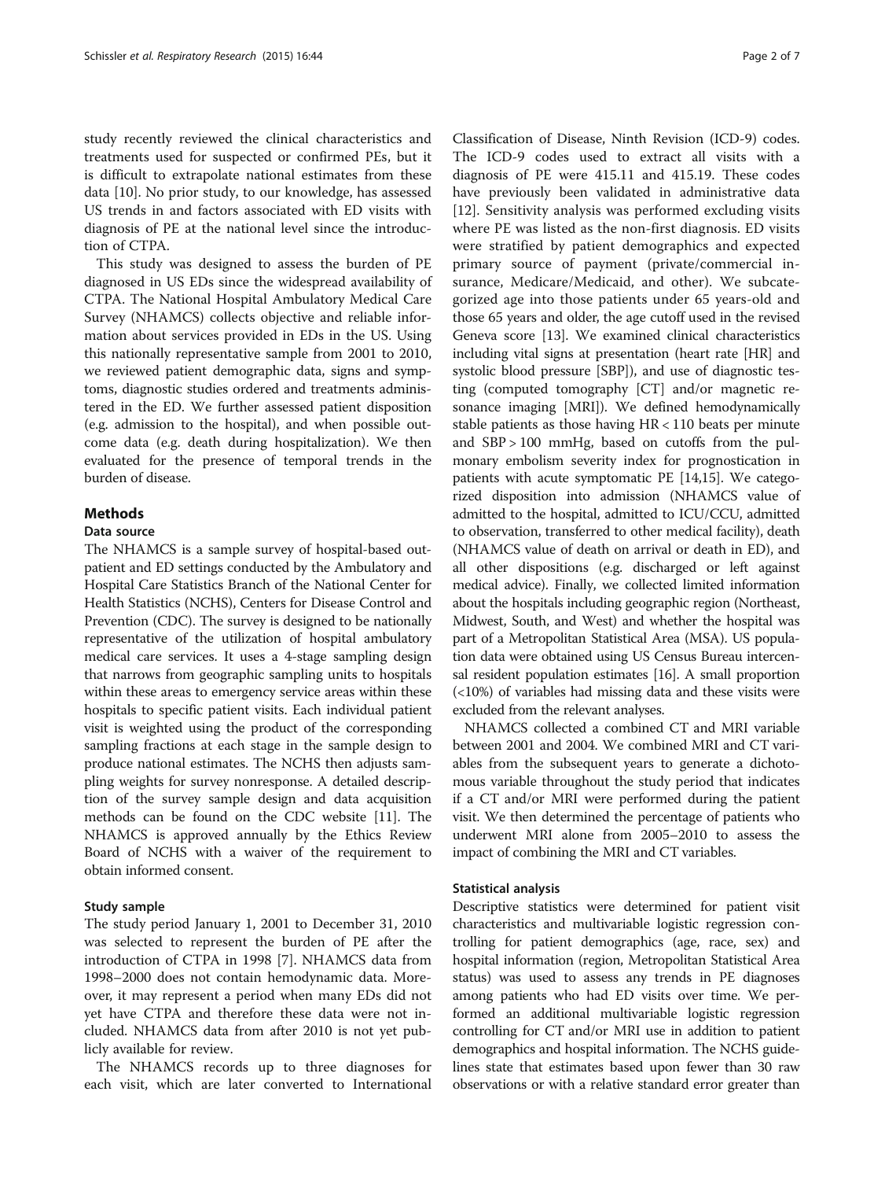study recently reviewed the clinical characteristics and treatments used for suspected or confirmed PEs, but it is difficult to extrapolate national estimates from these data [10]. No prior study, to our knowledge, has assessed US trends in and factors associated with ED visits with diagnosis of PE at the national level since the introduction of CTPA.

This study was designed to assess the burden of PE diagnosed in US EDs since the widespread availability of CTPA. The National Hospital Ambulatory Medical Care Survey (NHAMCS) collects objective and reliable information about services provided in EDs in the US. Using this nationally representative sample from 2001 to 2010, we reviewed patient demographic data, signs and symptoms, diagnostic studies ordered and treatments administered in the ED. We further assessed patient disposition (e.g. admission to the hospital), and when possible outcome data (e.g. death during hospitalization). We then evaluated for the presence of temporal trends in the burden of disease.

## Methods

### Data source

The NHAMCS is a sample survey of hospital-based outpatient and ED settings conducted by the Ambulatory and Hospital Care Statistics Branch of the National Center for Health Statistics (NCHS), Centers for Disease Control and Prevention (CDC). The survey is designed to be nationally representative of the utilization of hospital ambulatory medical care services. It uses a 4-stage sampling design that narrows from geographic sampling units to hospitals within these areas to emergency service areas within these hospitals to specific patient visits. Each individual patient visit is weighted using the product of the corresponding sampling fractions at each stage in the sample design to produce national estimates. The NCHS then adjusts sampling weights for survey nonresponse. A detailed description of the survey sample design and data acquisition methods can be found on the CDC website [11]. The NHAMCS is approved annually by the Ethics Review Board of NCHS with a waiver of the requirement to obtain informed consent.

### Study sample

The study period January 1, 2001 to December 31, 2010 was selected to represent the burden of PE after the introduction of CTPA in 1998 [7]. NHAMCS data from 1998–2000 does not contain hemodynamic data. Moreover, it may represent a period when many EDs did not yet have CTPA and therefore these data were not included. NHAMCS data from after 2010 is not yet publicly available for review.

The NHAMCS records up to three diagnoses for each visit, which are later converted to International Classification of Disease, Ninth Revision (ICD-9) codes. The ICD-9 codes used to extract all visits with a diagnosis of PE were 415.11 and 415.19. These codes have previously been validated in administrative data [12]. Sensitivity analysis was performed excluding visits where PE was listed as the non-first diagnosis. ED visits were stratified by patient demographics and expected primary source of payment (private/commercial insurance, Medicare/Medicaid, and other). We subcategorized age into those patients under 65 years-old and those 65 years and older, the age cutoff used in the revised Geneva score [13]. We examined clinical characteristics including vital signs at presentation (heart rate [HR] and systolic blood pressure [SBP]), and use of diagnostic testing (computed tomography [CT] and/or magnetic resonance imaging [MRI]). We defined hemodynamically stable patients as those having HR < 110 beats per minute and SBP > 100 mmHg, based on cutoffs from the pulmonary embolism severity index for prognostication in patients with acute symptomatic PE [14,15]. We categorized disposition into admission (NHAMCS value of admitted to the hospital, admitted to ICU/CCU, admitted to observation, transferred to other medical facility), death (NHAMCS value of death on arrival or death in ED), and all other dispositions (e.g. discharged or left against medical advice). Finally, we collected limited information about the hospitals including geographic region (Northeast, Midwest, South, and West) and whether the hospital was part of a Metropolitan Statistical Area (MSA). US population data were obtained using US Census Bureau intercensal resident population estimates [16]. A small proportion (<10%) of variables had missing data and these visits were excluded from the relevant analyses.

NHAMCS collected a combined CT and MRI variable between 2001 and 2004. We combined MRI and CT variables from the subsequent years to generate a dichotomous variable throughout the study period that indicates if a CT and/or MRI were performed during the patient visit. We then determined the percentage of patients who underwent MRI alone from 2005–2010 to assess the impact of combining the MRI and CT variables.

### Statistical analysis

Descriptive statistics were determined for patient visit characteristics and multivariable logistic regression controlling for patient demographics (age, race, sex) and hospital information (region, Metropolitan Statistical Area status) was used to assess any trends in PE diagnoses among patients who had ED visits over time. We performed an additional multivariable logistic regression controlling for CT and/or MRI use in addition to patient demographics and hospital information. The NCHS guidelines state that estimates based upon fewer than 30 raw observations or with a relative standard error greater than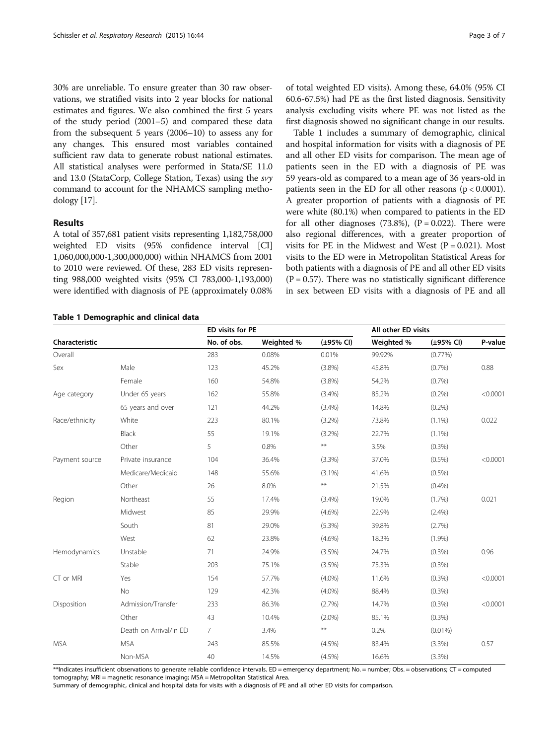30% are unreliable. To ensure greater than 30 raw observations, we stratified visits into 2 year blocks for national estimates and figures. We also combined the first 5 years of the study period (2001–5) and compared these data from the subsequent 5 years (2006–10) to assess any for any changes. This ensured most variables contained sufficient raw data to generate robust national estimates. All statistical analyses were performed in Stata/SE 11.0 and 13.0 (StataCorp, College Station, Texas) using the *svy* command to account for the NHAMCS sampling methodology [17].

## Results

A total of 357,681 patient visits representing 1,182,758,000 weighted ED visits (95% confidence interval [CI] 1,060,000,000-1,300,000,000) within NHAMCS from 2001 to 2010 were reviewed. Of these, 283 ED visits representing 988,000 weighted visits (95% CI 783,000-1,193,000) were identified with diagnosis of PE (approximately 0.08% of total weighted ED visits). Among these, 64.0% (95% CI 60.6-67.5%) had PE as the first listed diagnosis. Sensitivity analysis excluding visits where PE was not listed as the first diagnosis showed no significant change in our results.

Table 1 includes a summary of demographic, clinical and hospital information for visits with a diagnosis of PE and all other ED visits for comparison. The mean age of patients seen in the ED with a diagnosis of PE was 59 years-old as compared to a mean age of 36 years-old in patients seen in the ED for all other reasons ($p < 0.0001$). A greater proportion of patients with a diagnosis of PE were white (80.1%) when compared to patients in the ED for all other diagnoses (73.8%), ($P = 0.022$). There were also regional differences, with a greater proportion of visits for PE in the Midwest and West ($P = 0.021$). Most visits to the ED were in Metropolitan Statistical Areas for both patients with a diagnosis of PE and all other ED visits ($P = 0.57$). There was no statistically significant difference in sex between ED visits with a diagnosis of PE and all

**Table 1 Demographic and clinical data**

| Characteristic | | ED visits for PE | | | All other ED visits | | |
|---|---|---|---|---|---|---|---|
| | | No. of obs. | Weighted % | (±95% CI) | Weighted % | (±95% CI) | P-value |
| Overall | | 283 | 0.08% | 0.01% | 99.92% | (0.77%) | |
| Sex | Male | 123 | 45.2% | (3.8%) | 45.8% | (0.7%) | 0.88 |
| | Female | 160 | 54.8% | (3.8%) | 54.2% | (0.7%) | |
| Age category | Under 65 years | 162 | 55.8% | (3.4%) | 85.2% | (0.2%) | <0.0001 |
| | 65 years and over | 121 | 44.2% | (3.4%) | 14.8% | (0.2%) | |
| Race/ethnicity | White | 223 | 80.1% | (3.2%) | 73.8% | (1.1%) | 0.022 |
| | Black | 55 | 19.1% | (3.2%) | 22.7% | (1.1%) | |
| | Other | 5 | 0.8% | ** | 3.5% | (0.3%) | |
| Payment source | Private insurance | 104 | 36.4% | (3.3%) | 37.0% | (0.5%) | <0.0001 |
| | Medicare/Medicaid | 148 | 55.6% | (3.1%) | 41.6% | (0.5%) | |
| | Other | 26 | 8.0% | ** | 21.5% | (0.4%) | |
| Region | Northeast | 55 | 17.4% | (3.4%) | 19.0% | (1.7%) | 0.021 |
| | Midwest | 85 | 29.9% | (4.6%) | 22.9% | (2.4%) | |
| | South | 81 | 29.0% | (5.3%) | 39.8% | (2.7%) | |
| | West | 62 | 23.8% | (4.6%) | 18.3% | (1.9%) | |
| Hemodynamics | Unstable | 71 | 24.9% | (3.5%) | 24.7% | (0.3%) | 0.96 |
| | Stable | 203 | 75.1% | (3.5%) | 75.3% | (0.3%) | |
| CT or MRI | Yes | 154 | 57.7% | (4.0%) | 11.6% | (0.3%) | <0.0001 |
| | No | 129 | 42.3% | (4.0%) | 88.4% | (0.3%) | |
| Disposition | Admission/Transfer | 233 | 86.3% | (2.7%) | 14.7% | (0.3%) | <0.0001 |
| | Other | 43 | 10.4% | (2.0%) | 85.1% | (0.3%) | |
| | Death on Arrival/in ED | 7 | 3.4% | ** | 0.2% | (0.01%) | |
| MSA | MSA | 243 | 85.5% | (4.5%) | 83.4% | (3.3%) | 0.57 |
| | Non-MSA | 40 | 14.5% | (4.5%) | 16.6% | (3.3%) | |

**Indicates insufficient observations to generate reliable confidence intervals. ED = emergency department; No. = number; Obs. = observations; CT = computed tomography; MRI = magnetic resonance imaging; MSA = Metropolitan Statistical Area.

Summary of demographic, clinical and hospital data for visits with a diagnosis of PE and all other ED visits for comparison.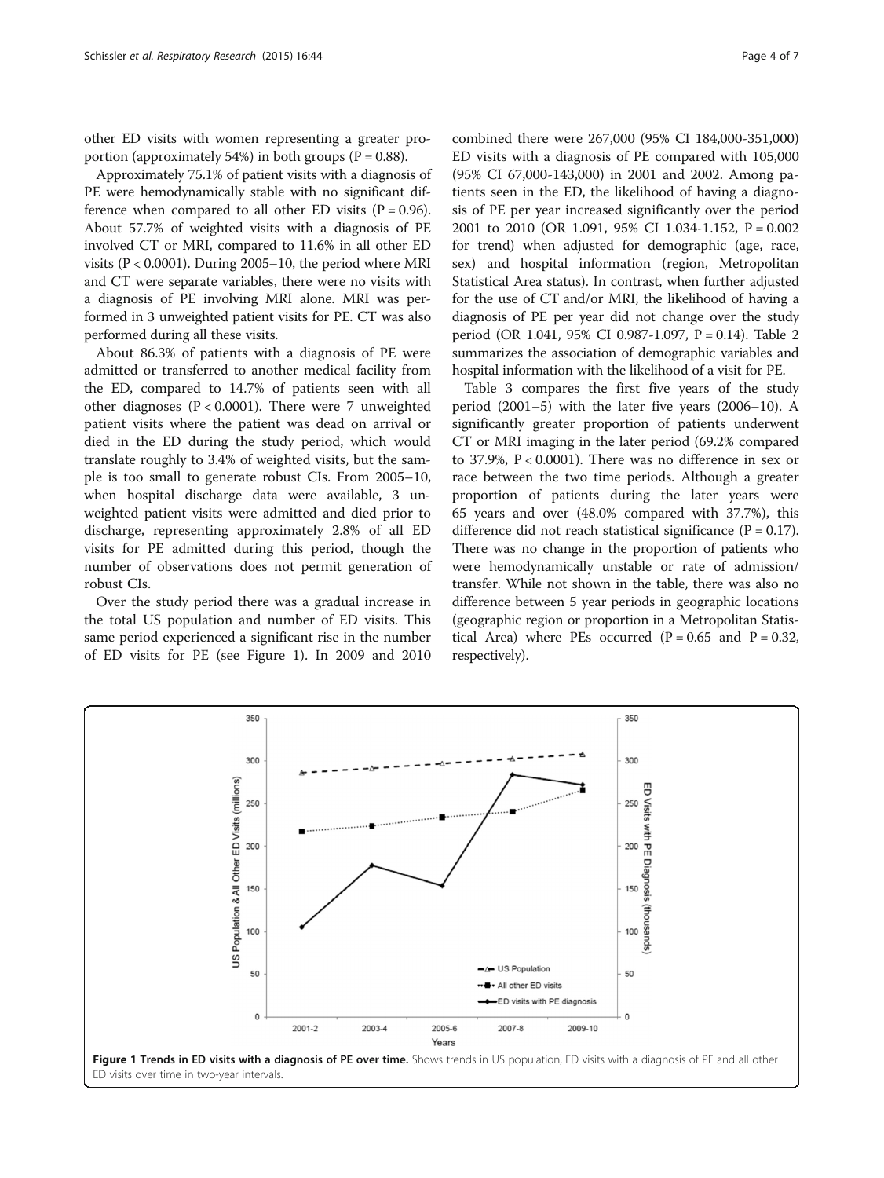other ED visits with women representing a greater proportion (approximately 54%) in both groups ($P = 0.88$).

Approximately 75.1% of patient visits with a diagnosis of PE were hemodynamically stable with no significant difference when compared to all other ED visits ($P = 0.96$). About 57.7% of weighted visits with a diagnosis of PE involved CT or MRI, compared to 11.6% in all other ED visits ($P < 0.0001$). During 2005–10, the period where MRI and CT were separate variables, there were no visits with a diagnosis of PE involving MRI alone. MRI was performed in 3 unweighted patient visits for PE. CT was also performed during all these visits.

About 86.3% of patients with a diagnosis of PE were admitted or transferred to another medical facility from the ED, compared to 14.7% of patients seen with all other diagnoses ($P < 0.0001$). There were 7 unweighted patient visits where the patient was dead on arrival or died in the ED during the study period, which would translate roughly to 3.4% of weighted visits, but the sample is too small to generate robust CIs. From 2005–10, when hospital discharge data were available, 3 unweighted patient visits were admitted and died prior to discharge, representing approximately 2.8% of all ED visits for PE admitted during this period, though the number of observations does not permit generation of robust CIs.

Over the study period there was a gradual increase in the total US population and number of ED visits. This same period experienced a significant rise in the number of ED visits for PE (see Figure 1). In 2009 and 2010 combined there were 267,000 (95% CI 184,000-351,000) ED visits with a diagnosis of PE compared with 105,000 (95% CI 67,000-143,000) in 2001 and 2002. Among patients seen in the ED, the likelihood of having a diagnosis of PE per year increased significantly over the period 2001 to 2010 (OR 1.091, 95% CI 1.034-1.152, $P = 0.002$ for trend) when adjusted for demographic (age, race, sex) and hospital information (region, Metropolitan Statistical Area status). In contrast, when further adjusted for the use of CT and/or MRI, the likelihood of having a diagnosis of PE per year did not change over the study period (OR 1.041, 95% CI 0.987-1.097, $P = 0.14$). Table 2 summarizes the association of demographic variables and hospital information with the likelihood of a visit for PE.

Table 3 compares the first five years of the study period (2001–5) with the later five years (2006–10). A significantly greater proportion of patients underwent CT or MRI imaging in the later period (69.2% compared to 37.9%, $P < 0.0001$). There was no difference in sex or race between the two time periods. Although a greater proportion of patients during the later years were 65 years and over (48.0% compared with 37.7%), this difference did not reach statistical significance ($P = 0.17$). There was no change in the proportion of patients who were hemodynamically unstable or rate of admission/transfer. While not shown in the table, there was also no difference between 5 year periods in geographic locations (geographic region or proportion in a Metropolitan Statistical Area) where PEs occurred ($P = 0.65$ and $P = 0.32$, respectively).

**Figure 1 Trends in ED visits with a diagnosis of PE over time.** Shows trends in US population, ED visits with a diagnosis of PE and all other ED visits over time in two-year intervals.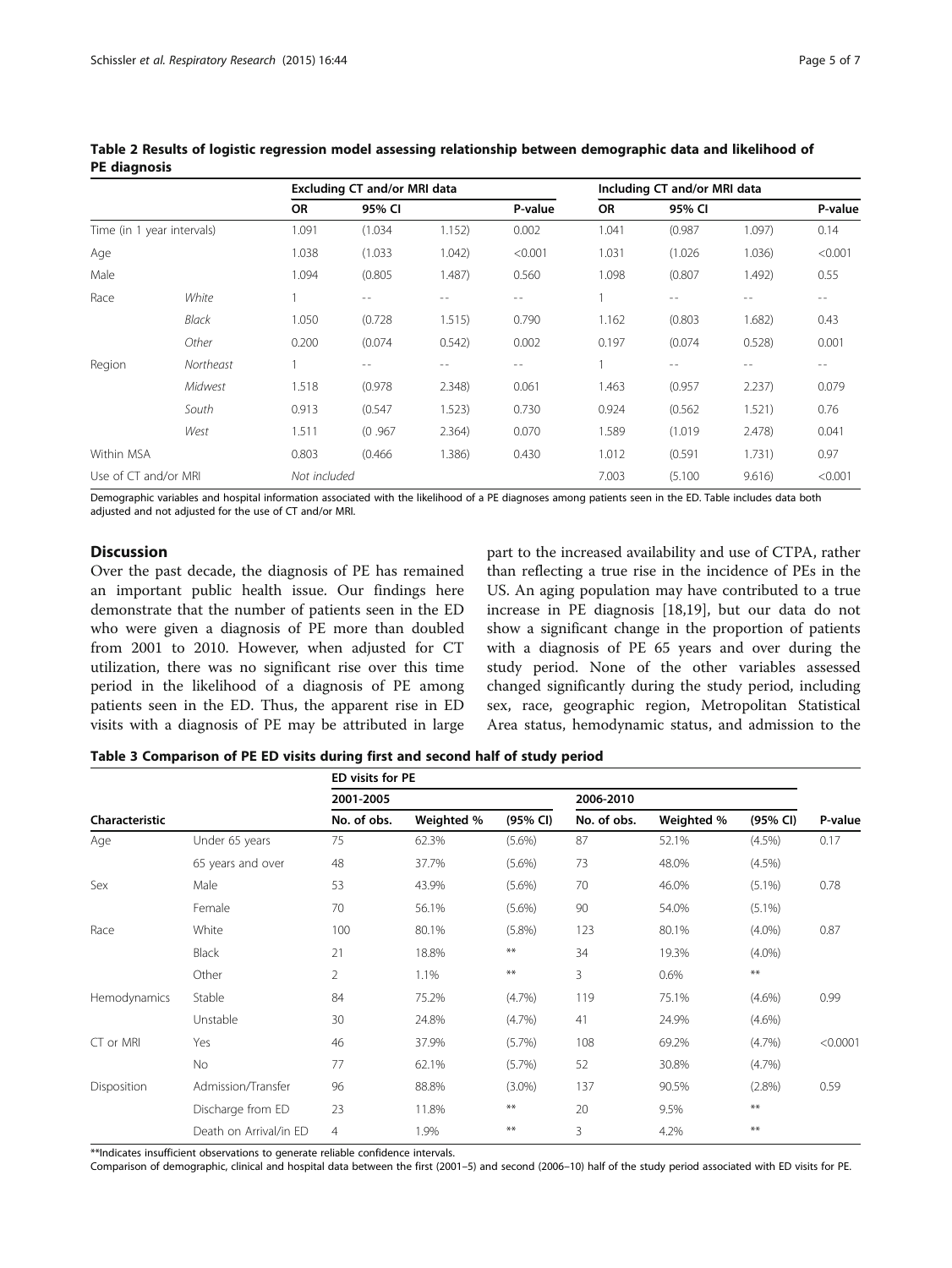**Table 2 Results of logistic regression model assessing relationship between demographic data and likelihood of PE diagnosis**

| | | Excluding CT and/or MRI data | | | | Including CT and/or MRI data | | | |
|---|---|---|---|---|---|---|---|---|---|
| | | OR | 95% CI | | P-value | OR | 95% CI | | P-value |
| Time (in 1 year intervals) | | 1.091 | (1.034 | 1.152) | 0.002 | 1.041 | (0.987 | 1.097) | 0.14 |
| Age | | 1.038 | (1.033 | 1.042) | <0.001 | 1.031 | (1.026 | 1.036) | <0.001 |
| Male | | 1.094 | (0.805 | 1.487) | 0.560 | 1.098 | (0.807 | 1.492) | 0.55 |
| Race | *White* | 1 | -- | -- | -- | 1 | -- | -- | -- |
| | *Black* | 1.050 | (0.728 | 1.515) | 0.790 | 1.162 | (0.803 | 1.682) | 0.43 |
| | *Other* | 0.200 | (0.074 | 0.542) | 0.002 | 0.197 | (0.074 | 0.528) | 0.001 |
| Region | *Northeast* | 1 | -- | -- | -- | 1 | -- | -- | -- |
| | *Midwest* | 1.518 | (0.978 | 2.348) | 0.061 | 1.463 | (0.957 | 2.237) | 0.079 |
| | *South* | 0.913 | (0.547 | 1.523) | 0.730 | 0.924 | (0.562 | 1.521) | 0.76 |
| | *West* | 1.511 | (0 .967 | 2.364) | 0.070 | 1.589 | (1.019 | 2.478) | 0.041 |
| Within MSA | | 0.803 | (0.466 | 1.386) | 0.430 | 1.012 | (0.591 | 1.731) | 0.97 |
| Use of CT and/or MRI | | *Not included* | | | | 7.003 | (5.100 | 9.616) | <0.001 |

Demographic variables and hospital information associated with the likelihood of a PE diagnoses among patients seen in the ED. Table includes data both adjusted and not adjusted for the use of CT and/or MRI.

## Discussion

Over the past decade, the diagnosis of PE has remained an important public health issue. Our findings here demonstrate that the number of patients seen in the ED who were given a diagnosis of PE more than doubled from 2001 to 2010. However, when adjusted for CT utilization, there was no significant rise over this time period in the likelihood of a diagnosis of PE among patients seen in the ED. Thus, the apparent rise in ED visits with a diagnosis of PE may be attributed in large part to the increased availability and use of CTPA, rather than reflecting a true rise in the incidence of PEs in the US. An aging population may have contributed to a true increase in PE diagnosis [18,19], but our data do not show a significant change in the proportion of patients with a diagnosis of PE 65 years and over during the study period. None of the other variables assessed changed significantly during the study period, including sex, race, geographic region, Metropolitan Statistical Area status, hemodynamic status, and admission to the

**Table 3 Comparison of PE ED visits during first and second half of study period**

| | | ED visits for PE | | | | | | |
|---|---|---|---|---|---|---|---|---|
| | | 2001-2005 | | | 2006-2010 | | | |
| Characteristic | | No. of obs. | Weighted % | (95% CI) | No. of obs. | Weighted % | (95% CI) | P-value |
| Age | Under 65 years | 75 | 62.3% | (5.6%) | 87 | 52.1% | (4.5%) | 0.17 |
| | 65 years and over | 48 | 37.7% | (5.6%) | 73 | 48.0% | (4.5%) | |
| Sex | Male | 53 | 43.9% | (5.6%) | 70 | 46.0% | (5.1%) | 0.78 |
| | Female | 70 | 56.1% | (5.6%) | 90 | 54.0% | (5.1%) | |
| Race | White | 100 | 80.1% | (5.8%) | 123 | 80.1% | (4.0%) | 0.87 |
| | Black | 21 | 18.8% | ** | 34 | 19.3% | (4.0%) | |
| | Other | 2 | 1.1% | ** | 3 | 0.6% | ** | |
| Hemodynamics | Stable | 84 | 75.2% | (4.7%) | 119 | 75.1% | (4.6%) | 0.99 |
| | Unstable | 30 | 24.8% | (4.7%) | 41 | 24.9% | (4.6%) | |
| CT or MRI | Yes | 46 | 37.9% | (5.7%) | 108 | 69.2% | (4.7%) | <0.0001 |
| | No | 77 | 62.1% | (5.7%) | 52 | 30.8% | (4.7%) | |
| Disposition | Admission/Transfer | 96 | 88.8% | (3.0%) | 137 | 90.5% | (2.8%) | 0.59 |
| | Discharge from ED | 23 | 11.8% | ** | 20 | 9.5% | ** | |
| | Death on Arrival/in ED | 4 | 1.9% | ** | 3 | 4.2% | ** | |

**Indicates insufficient observations to generate reliable confidence intervals.

Comparison of demographic, clinical and hospital data between the first (2001–5) and second (2006–10) half of the study period associated with ED visits for PE.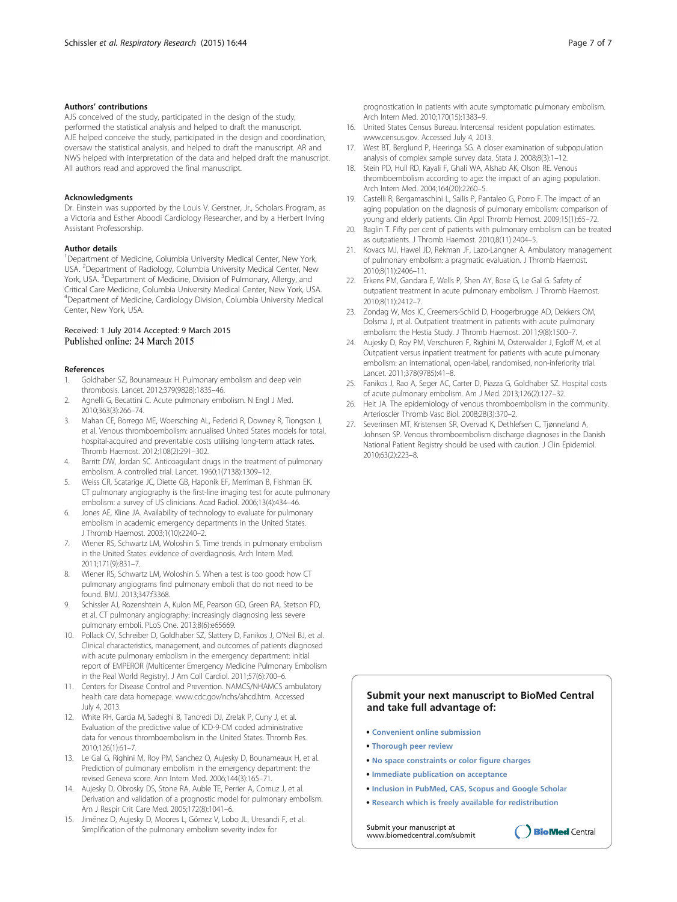### Authors' contributions

AJS conceived of the study, participated in the design of the study, performed the statistical analysis and helped to draft the manuscript. AJE helped conceive the study, participated in the design and coordination, oversaw the statistical analysis, and helped to draft the manuscript. AR and NWS helped with interpretation of the data and helped draft the manuscript. All authors read and approved the final manuscript.

### Acknowledgments

Dr. Einstein was supported by the Louis V. Gerstner, Jr., Scholars Program, as a Victoria and Esther Aboodi Cardiology Researcher, and by a Herbert Irving Assistant Professorship.

### Author details

[1]Department of Medicine, Columbia University Medical Center, New York, USA. [2]Department of Radiology, Columbia University Medical Center, New York, USA. [3]Department of Medicine, Division of Pulmonary, Allergy, and Critical Care Medicine, Columbia University Medical Center, New York, USA. [4]Department of Medicine, Cardiology Division, Columbia University Medical Center, New York, USA.

Received: 1 July 2014 Accepted: 9 March 2015
Published online: 24 March 2015

### References

1. Goldhaber SZ, Bounameaux H. Pulmonary embolism and deep vein thrombosis. Lancet. 2012;379(9828):1835–46.
2. Agnelli G, Becattini C. Acute pulmonary embolism. N Engl J Med. 2010;363(3):266–74.
3. Mahan CE, Borrego ME, Woersching AL, Federici R, Downey R, Tiongson J, et al. Venous thromboembolism: annualised United States models for total, hospital-acquired and preventable costs utilising long-term attack rates. Thromb Haemost. 2012;108(2):291–302.
4. Barritt DW, Jordan SC. Anticoagulant drugs in the treatment of pulmonary embolism. A controlled trial. Lancet. 1960;1(7138):1309–12.
5. Weiss CR, Scatarige JC, Diette GB, Haponik EF, Merriman B, Fishman EK. CT pulmonary angiography is the first-line imaging test for acute pulmonary embolism: a survey of US clinicians. Acad Radiol. 2006;13(4):434–46.
6. Jones AE, Kline JA. Availability of technology to evaluate for pulmonary embolism in academic emergency departments in the United States. J Thromb Haemost. 2003;1(10):2240–2.
7. Wiener RS, Schwartz LM, Woloshin S. Time trends in pulmonary embolism in the United States: evidence of overdiagnosis. Arch Intern Med. 2011;171(9):831–7.
8. Wiener RS, Schwartz LM, Woloshin S. When a test is too good: how CT pulmonary angiograms find pulmonary emboli that do not need to be found. BMJ. 2013;347:f3368.
9. Schissler AJ, Rozenshtein A, Kulon ME, Pearson GD, Green RA, Stetson PD, et al. CT pulmonary angiography: increasingly diagnosing less severe pulmonary emboli. PLoS One. 2013;8(6):e65669.
10. Pollack CV, Schreiber D, Goldhaber SZ, Slattery D, Fanikos J, O'Neil BJ, et al. Clinical characteristics, management, and outcomes of patients diagnosed with acute pulmonary embolism in the emergency department: initial report of EMPEROR (Multicenter Emergency Medicine Pulmonary Embolism in the Real World Registry). J Am Coll Cardiol. 2011;57(6):700–6.
11. Centers for Disease Control and Prevention. NAMCS/NHAMCS ambulatory health care data homepage. www.cdc.gov/nchs/ahcd.htm. Accessed July 4, 2013.
12. White RH, Garcia M, Sadeghi B, Tancredi DJ, Zrelak P, Cuny J, et al. Evaluation of the predictive value of ICD-9-CM coded administrative data for venous thromboembolism in the United States. Thromb Res. 2010;126(1):61–7.
13. Le Gal G, Righini M, Roy PM, Sanchez O, Aujesky D, Bounameaux H, et al. Prediction of pulmonary embolism in the emergency department: the revised Geneva score. Ann Intern Med. 2006;144(3):165–71.
14. Aujesky D, Obrosky DS, Stone RA, Auble TE, Perrier A, Cornuz J, et al. Derivation and validation of a prognostic model for pulmonary embolism. Am J Respir Crit Care Med. 2005;172(8):1041–6.
15. Jiménez D, Aujesky D, Moores L, Gómez V, Lobo JL, Uresandi F, et al. Simplification of the pulmonary embolism severity index for prognostication in patients with acute symptomatic pulmonary embolism. Arch Intern Med. 2010;170(15):1383–9.
16. United States Census Bureau. Intercensal resident population estimates. www.census.gov. Accessed July 4, 2013.
17. West BT, Berglund P, Heeringa SG. A closer examination of subpopulation analysis of complex sample survey data. Stata J. 2008;8(3):1–12.
18. Stein PD, Hull RD, Kayali F, Ghali WA, Alshab AK, Olson RE. Venous thromboembolism according to age: the impact of an aging population. Arch Intern Med. 2004;164(20):2260–5.
19. Castelli R, Bergamaschini L, Sailis P, Pantaleo G, Porro F. The impact of an aging population on the diagnosis of pulmonary embolism: comparison of young and elderly patients. Clin Appl Thromb Hemost. 2009;15(1):65–72.
20. Baglin T. Fifty per cent of patients with pulmonary embolism can be treated as outpatients. J Thromb Haemost. 2010;8(11):2404–5.
21. Kovacs MJ, Hawel JD, Rekman JF, Lazo-Langner A. Ambulatory management of pulmonary embolism: a pragmatic evaluation. J Thromb Haemost. 2010;8(11):2406–11.
22. Erkens PM, Gandara E, Wells P, Shen AY, Bose G, Le Gal G. Safety of outpatient treatment in acute pulmonary embolism. J Thromb Haemost. 2010;8(11):2412–7.
23. Zondag W, Mos IC, Creemers-Schild D, Hoogerbrugge AD, Dekkers OM, Dolsma J, et al. Outpatient treatment in patients with acute pulmonary embolism: the Hestia Study. J Thromb Haemost. 2011;9(8):1500–7.
24. Aujesky D, Roy PM, Verschuren F, Righini M, Osterwalder J, Egloff M, et al. Outpatient versus inpatient treatment for patients with acute pulmonary embolism: an international, open-label, randomised, non-inferiority trial. Lancet. 2011;378(9785):41–8.
25. Fanikos J, Rao A, Seger AC, Carter D, Piazza G, Goldhaber SZ. Hospital costs of acute pulmonary embolism. Am J Med. 2013;126(2):127–32.
26. Heit JA. The epidemiology of venous thromboembolism in the community. Arterioscler Thromb Vasc Biol. 2008;28(3):370–2.
27. Severinsen MT, Kristensen SR, Overvad K, Dethlefsen C, Tjønneland A, Johnsen SP. Venous thromboembolism discharge diagnoses in the Danish National Patient Registry should be used with caution. J Clin Epidemiol. 2010;63(2):223–8.

**Submit your next manuscript to BioMed Central and take full advantage of:**

- Convenient online submission
- Thorough peer review
- No space constraints or color figure charges
- Immediate publication on acceptance
- Inclusion in PubMed, CAS, Scopus and Google Scholar
- Research which is freely available for redistribution

Submit your manuscript at www.biomedcentral.com/submit

BioMed Central